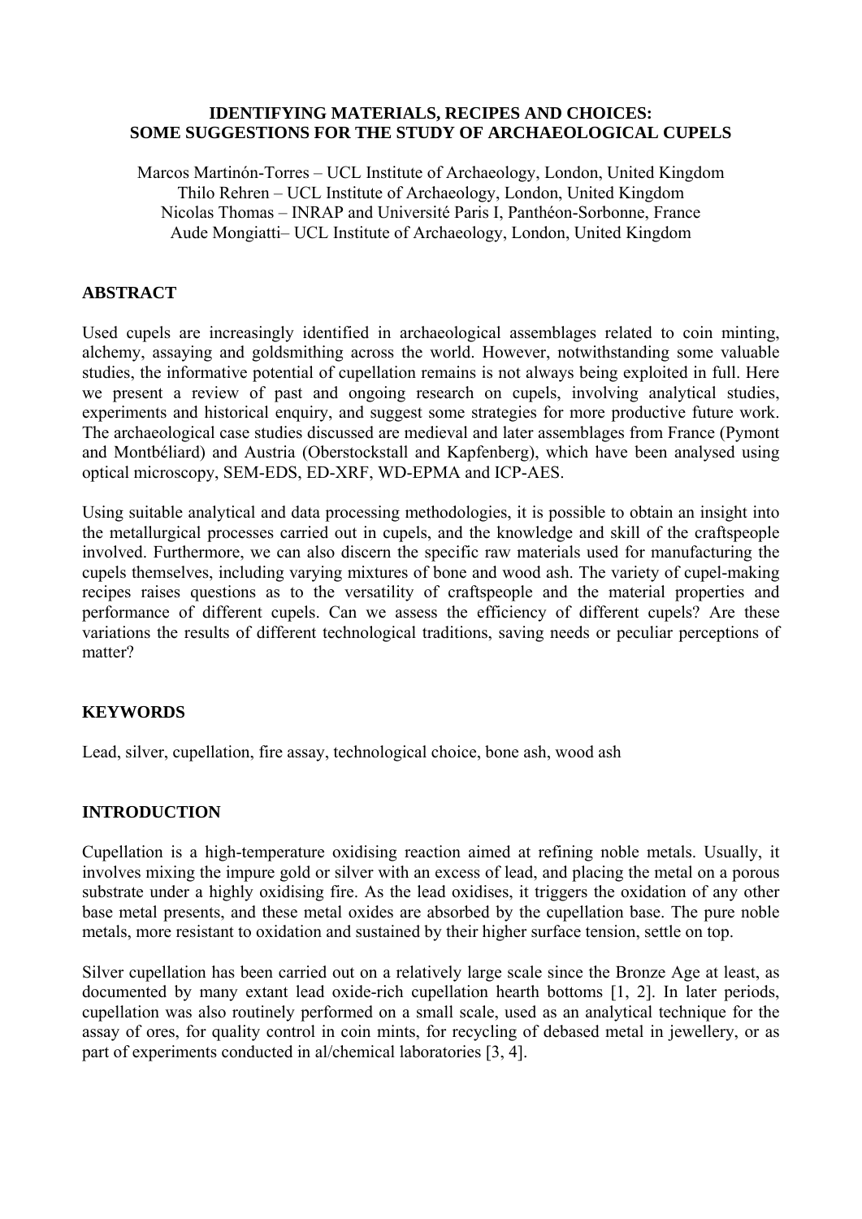# IDENTIFYING MATERIALS, RECIPES AND CHOICES: SOME SUGGESTIONS FOR THE STUDY OF ARCHAEOLOGICAL CUPELS

Marcos Martinón-Torres – UCL Institute of Archaeology, London, United Kingdom
Thilo Rehren – UCL Institute of Archaeology, London, United Kingdom
Nicolas Thomas – INRAP and Université Paris I, Panthéon-Sorbonne, France
Aude Mongiatti– UCL Institute of Archaeology, London, United Kingdom

## ABSTRACT

Used cupels are increasingly identified in archaeological assemblages related to coin minting, alchemy, assaying and goldsmithing across the world. However, notwithstanding some valuable studies, the informative potential of cupellation remains is not always being exploited in full. Here we present a review of past and ongoing research on cupels, involving analytical studies, experiments and historical enquiry, and suggest some strategies for more productive future work. The archaeological case studies discussed are medieval and later assemblages from France (Pymont and Montbéliard) and Austria (Oberstockstall and Kapfenberg), which have been analysed using optical microscopy, SEM-EDS, ED-XRF, WD-EPMA and ICP-AES.

Using suitable analytical and data processing methodologies, it is possible to obtain an insight into the metallurgical processes carried out in cupels, and the knowledge and skill of the craftspeople involved. Furthermore, we can also discern the specific raw materials used for manufacturing the cupels themselves, including varying mixtures of bone and wood ash. The variety of cupel-making recipes raises questions as to the versatility of craftspeople and the material properties and performance of different cupels. Can we assess the efficiency of different cupels? Are these variations the results of different technological traditions, saving needs or peculiar perceptions of matter?

## KEYWORDS

Lead, silver, cupellation, fire assay, technological choice, bone ash, wood ash

## INTRODUCTION

Cupellation is a high-temperature oxidising reaction aimed at refining noble metals. Usually, it involves mixing the impure gold or silver with an excess of lead, and placing the metal on a porous substrate under a highly oxidising fire. As the lead oxidises, it triggers the oxidation of any other base metal presents, and these metal oxides are absorbed by the cupellation base. The pure noble metals, more resistant to oxidation and sustained by their higher surface tension, settle on top.

Silver cupellation has been carried out on a relatively large scale since the Bronze Age at least, as documented by many extant lead oxide-rich cupellation hearth bottoms [1, 2]. In later periods, cupellation was also routinely performed on a small scale, used as an analytical technique for the assay of ores, for quality control in coin mints, for recycling of debased metal in jewellery, or as part of experiments conducted in al/chemical laboratories [3, 4].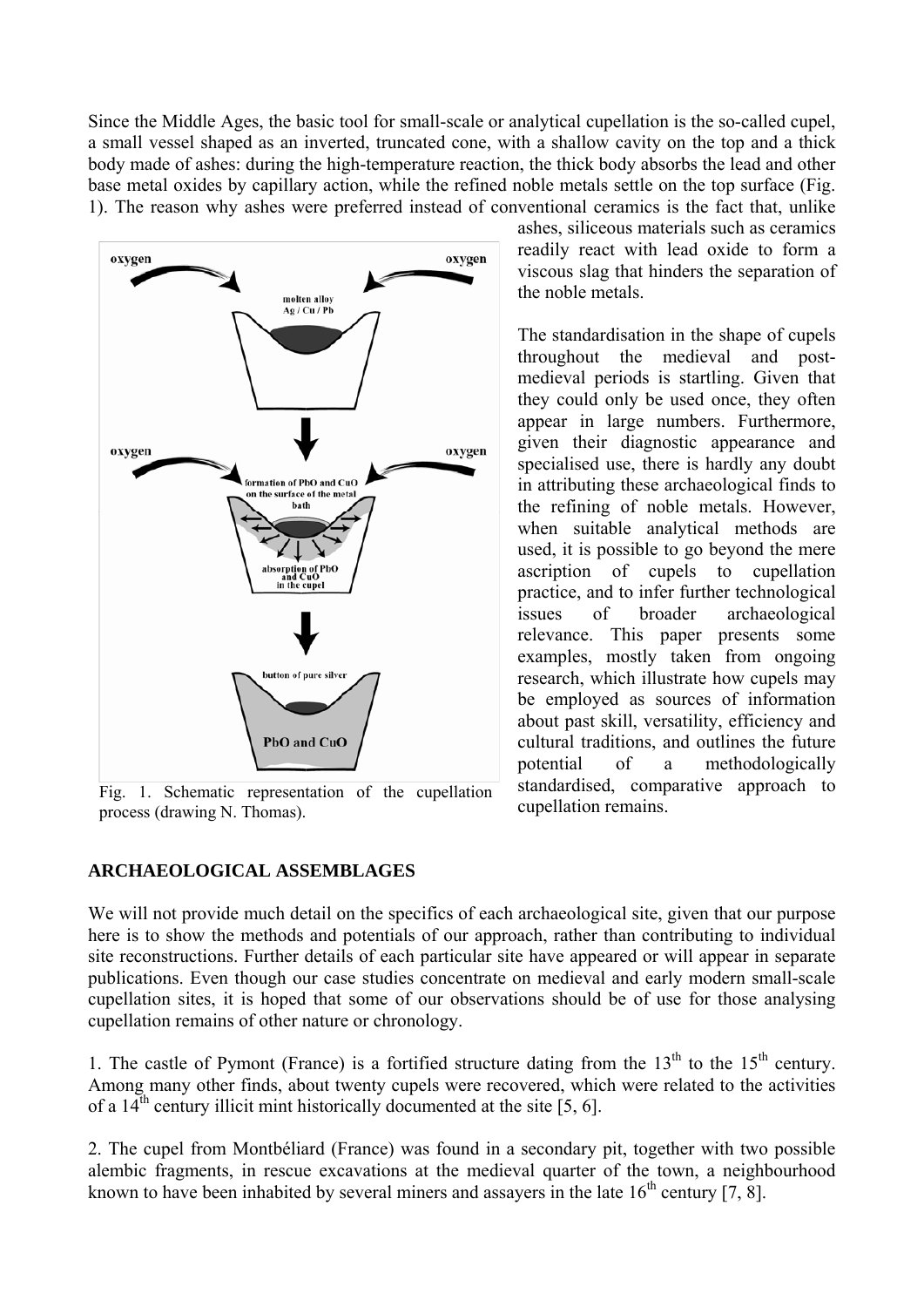Since the Middle Ages, the basic tool for small-scale or analytical cupellation is the so-called cupel, a small vessel shaped as an inverted, truncated cone, with a shallow cavity on the top and a thick body made of ashes: during the high-temperature reaction, the thick body absorbs the lead and other base metal oxides by capillary action, while the refined noble metals settle on the top surface (Fig. 1). The reason why ashes were preferred instead of conventional ceramics is the fact that, unlike ashes, siliceous materials such as ceramics readily react with lead oxide to form a viscous slag that hinders the separation of the noble metals.

Fig. 1. Schematic representation of the cupellation process (drawing N. Thomas).

The standardisation in the shape of cupels throughout the medieval and post-medieval periods is startling. Given that they could only be used once, they often appear in large numbers. Furthermore, given their diagnostic appearance and specialised use, there is hardly any doubt in attributing these archaeological finds to the refining of noble metals. However, when suitable analytical methods are used, it is possible to go beyond the mere ascription of cupels to cupellation practice, and to infer further technological issues of broader archaeological relevance. This paper presents some examples, mostly taken from ongoing research, which illustrate how cupels may be employed as sources of information about past skill, versatility, efficiency and cultural traditions, and outlines the future potential of a methodologically standardised, comparative approach to cupellation remains.

## ARCHAEOLOGICAL ASSEMBLAGES

We will not provide much detail on the specifics of each archaeological site, given that our purpose here is to show the methods and potentials of our approach, rather than contributing to individual site reconstructions. Further details of each particular site have appeared or will appear in separate publications. Even though our case studies concentrate on medieval and early modern small-scale cupellation sites, it is hoped that some of our observations should be of use for those analysing cupellation remains of other nature or chronology.

1. The castle of Pymont (France) is a fortified structure dating from the 13th to the 15th century. Among many other finds, about twenty cupels were recovered, which were related to the activities of a 14th century illicit mint historically documented at the site [5, 6].

2. The cupel from Montbéliard (France) was found in a secondary pit, together with two possible alembic fragments, in rescue excavations at the medieval quarter of the town, a neighbourhood known to have been inhabited by several miners and assayers in the late 16th century [7, 8].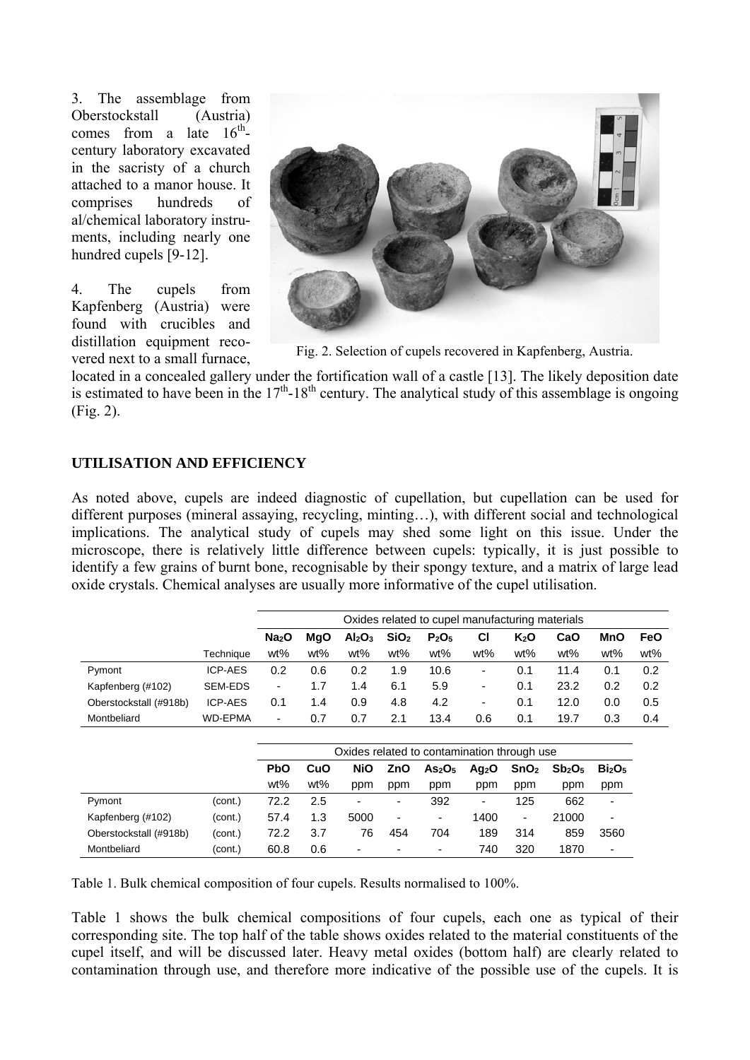3. The assemblage from Oberstockstall (Austria) comes from a late 16[th]-century laboratory excavated in the sacristy of a church attached to a manor house. It comprises hundreds of al/chemical laboratory instruments, including nearly one hundred cupels [9-12].

4. The cupels from Kapfenberg (Austria) were found with crucibles and distillation equipment recovered next to a small furnace, located in a concealed gallery under the fortification wall of a castle [13]. The likely deposition date is estimated to have been in the 17[th]-18[th] century. The analytical study of this assemblage is ongoing (Fig. 2).

Fig. 2. Selection of cupels recovered in Kapfenberg, Austria.

## UTILISATION AND EFFICIENCY

As noted above, cupels are indeed diagnostic of cupellation, but cupellation can be used for different purposes (mineral assaying, recycling, minting…), with different social and technological implications. The analytical study of cupels may shed some light on this issue. Under the microscope, there is relatively little difference between cupels: typically, it is just possible to identify a few grains of burnt bone, recognisable by their spongy texture, and a matrix of large lead oxide crystals. Chemical analyses are usually more informative of the cupel utilisation.

| | | Oxides related to cupel manufacturing materials | | | | | | | | | |
|---|---|---|---|---|---|---|---|---|---|---|---|
| | | $Na_2O$ | MgO | $Al_2O_3$ | $SiO_2$ | $P_2O_5$ | Cl | $K_2O$ | CaO | MnO | FeO |
| | Technique | wt% | wt% | wt% | wt% | wt% | wt% | wt% | wt% | wt% | wt% |
| Pymont | ICP-AES | 0.2 | 0.6 | 0.2 | 1.9 | 10.6 | - | 0.1 | 11.4 | 0.1 | 0.2 |
| Kapfenberg (#102) | SEM-EDS | - | 1.7 | 1.4 | 6.1 | 5.9 | - | 0.1 | 23.2 | 0.2 | 0.2 |
| Oberstockstall (#918b) | ICP-AES | 0.1 | 1.4 | 0.9 | 4.8 | 4.2 | - | 0.1 | 12.0 | 0.0 | 0.5 |
| Montbeliard | WD-EPMA | - | 0.7 | 0.7 | 2.1 | 13.4 | 0.6 | 0.1 | 19.7 | 0.3 | 0.4 |

| | | Oxides related to contamination through use | | | | | | | | |
|---|---|---|---|---|---|---|---|---|---|---|
| | | PbO | CuO | NiO | ZnO | $As_2O_5$ | $Ag_2O$ | $SnO_2$ | $Sb_2O_5$ | $Bi_2O_5$ |
| | | wt% | wt% | ppm | ppm | ppm | ppm | ppm | ppm | ppm |
| Pymont | (cont.) | 72.2 | 2.5 | - | - | 392 | - | 125 | 662 | - |
| Kapfenberg (#102) | (cont.) | 57.4 | 1.3 | 5000 | - | - | 1400 | - | 21000 | - |
| Oberstockstall (#918b) | (cont.) | 72.2 | 3.7 | 76 | 454 | 704 | 189 | 314 | 859 | 3560 |
| Montbeliard | (cont.) | 60.8 | 0.6 | - | - | - | 740 | 320 | 1870 | - |

Table 1. Bulk chemical composition of four cupels. Results normalised to 100%.

Table 1 shows the bulk chemical compositions of four cupels, each one as typical of their corresponding site. The top half of the table shows oxides related to the material constituents of the cupel itself, and will be discussed later. Heavy metal oxides (bottom half) are clearly related to contamination through use, and therefore more indicative of the possible use of the cupels. It is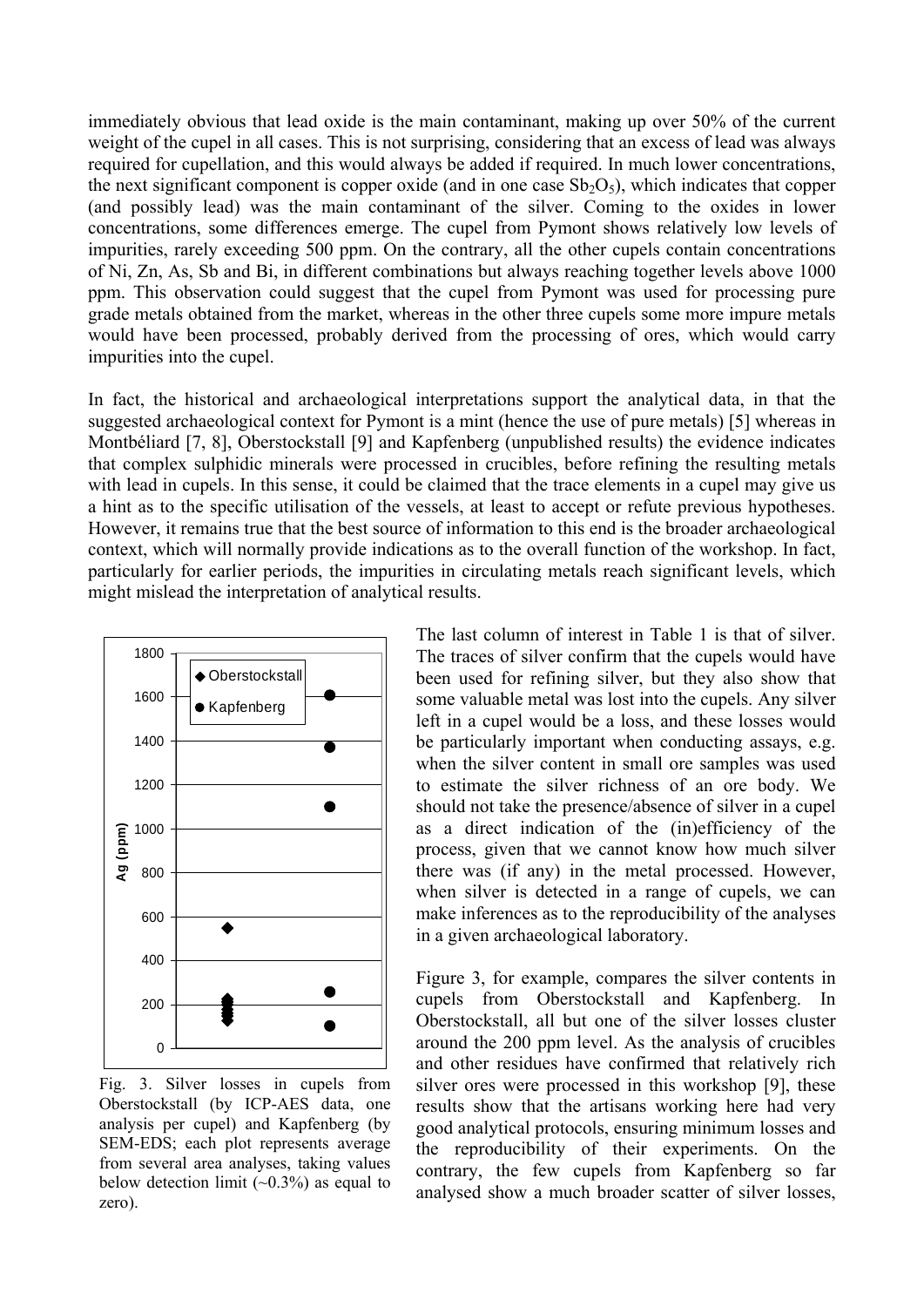immediately obvious that lead oxide is the main contaminant, making up over 50% of the current weight of the cupel in all cases. This is not surprising, considering that an excess of lead was always required for cupellation, and this would always be added if required. In much lower concentrations, the next significant component is copper oxide (and in one case $Sb_2O_5$), which indicates that copper (and possibly lead) was the main contaminant of the silver. Coming to the oxides in lower concentrations, some differences emerge. The cupel from Pymont shows relatively low levels of impurities, rarely exceeding 500 ppm. On the contrary, all the other cupels contain concentrations of Ni, Zn, As, Sb and Bi, in different combinations but always reaching together levels above 1000 ppm. This observation could suggest that the cupel from Pymont was used for processing pure grade metals obtained from the market, whereas in the other three cupels some more impure metals would have been processed, probably derived from the processing of ores, which would carry impurities into the cupel.

In fact, the historical and archaeological interpretations support the analytical data, in that the suggested archaeological context for Pymont is a mint (hence the use of pure metals) [5] whereas in Montbéliard [7, 8], Oberstockstall [9] and Kapfenberg (unpublished results) the evidence indicates that complex sulphidic minerals were processed in crucibles, before refining the resulting metals with lead in cupels. In this sense, it could be claimed that the trace elements in a cupel may give us a hint as to the specific utilisation of the vessels, at least to accept or refute previous hypotheses. However, it remains true that the best source of information to this end is the broader archaeological context, which will normally provide indications as to the overall function of the workshop. In fact, particularly for earlier periods, the impurities in circulating metals reach significant levels, which might mislead the interpretation of analytical results.

Fig. 3. Silver losses in cupels from Oberstockstall (by ICP-AES data, one analysis per cupel) and Kapfenberg (by SEM-EDS; each plot represents average from several area analyses, taking values below detection limit (~0.3%) as equal to zero).

The last column of interest in Table 1 is that of silver. The traces of silver confirm that the cupels would have been used for refining silver, but they also show that some valuable metal was lost into the cupels. Any silver left in a cupel would be a loss, and these losses would be particularly important when conducting assays, e.g. when the silver content in small ore samples was used to estimate the silver richness of an ore body. We should not take the presence/absence of silver in a cupel as a direct indication of the (in)efficiency of the process, given that we cannot know how much silver there was (if any) in the metal processed. However, when silver is detected in a range of cupels, we can make inferences as to the reproducibility of the analyses in a given archaeological laboratory.

Figure 3, for example, compares the silver contents in cupels from Oberstockstall and Kapfenberg. In Oberstockstall, all but one of the silver losses cluster around the 200 ppm level. As the analysis of crucibles and other residues have confirmed that relatively rich silver ores were processed in this workshop [9], these results show that the artisans working here had very good analytical protocols, ensuring minimum losses and the reproducibility of their experiments. On the contrary, the few cupels from Kapfenberg so far analysed show a much broader scatter of silver losses,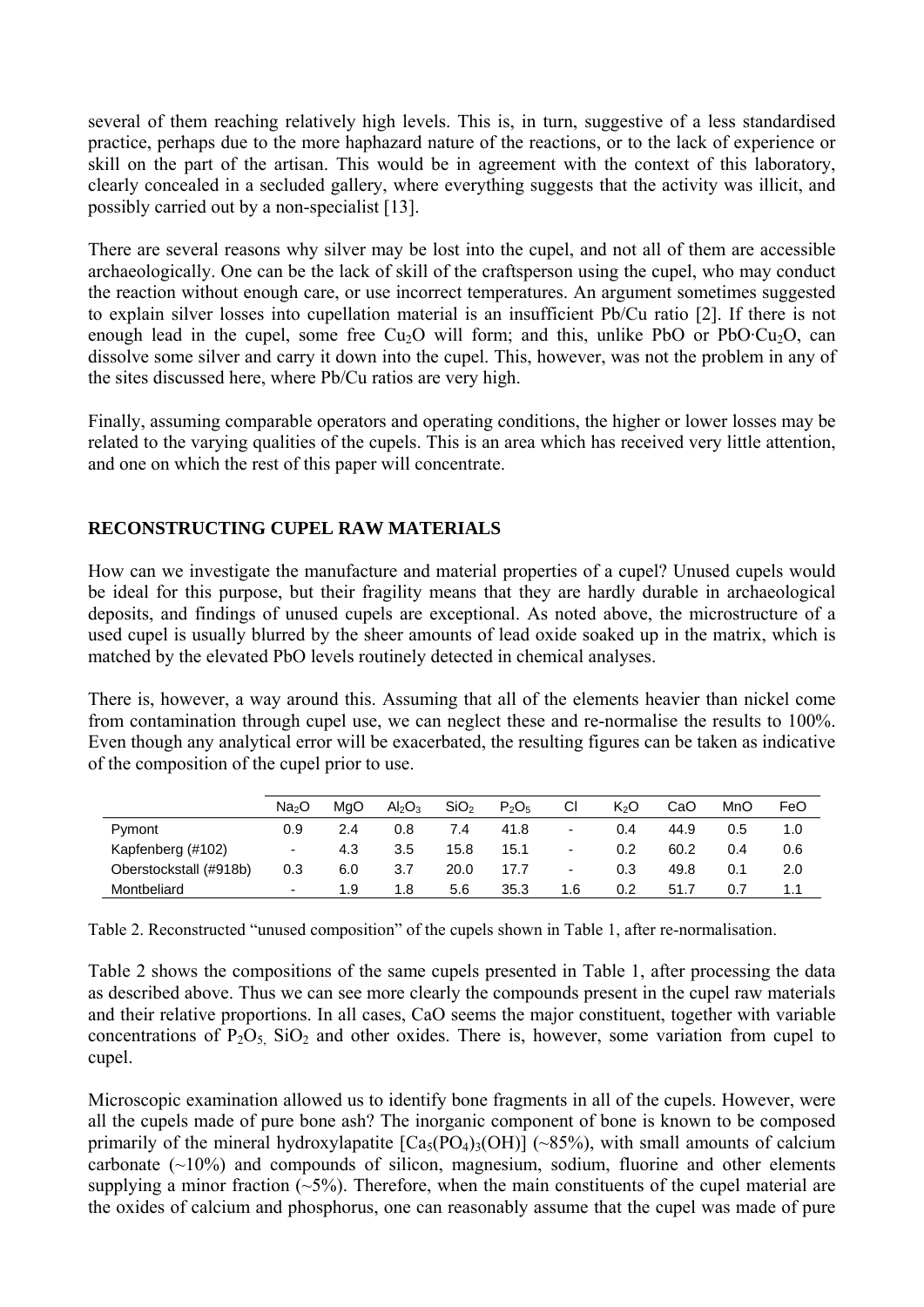several of them reaching relatively high levels. This is, in turn, suggestive of a less standardised practice, perhaps due to the more haphazard nature of the reactions, or to the lack of experience or skill on the part of the artisan. This would be in agreement with the context of this laboratory, clearly concealed in a secluded gallery, where everything suggests that the activity was illicit, and possibly carried out by a non-specialist [13].

There are several reasons why silver may be lost into the cupel, and not all of them are accessible archaeologically. One can be the lack of skill of the craftsperson using the cupel, who may conduct the reaction without enough care, or use incorrect temperatures. An argument sometimes suggested to explain silver losses into cupellation material is an insufficient Pb/Cu ratio [2]. If there is not enough lead in the cupel, some free $Cu_2O$ will form; and this, unlike PbO or $PbO{\cdot}Cu_2O$, can dissolve some silver and carry it down into the cupel. This, however, was not the problem in any of the sites discussed here, where Pb/Cu ratios are very high.

Finally, assuming comparable operators and operating conditions, the higher or lower losses may be related to the varying qualities of the cupels. This is an area which has received very little attention, and one on which the rest of this paper will concentrate.

## RECONSTRUCTING CUPEL RAW MATERIALS

How can we investigate the manufacture and material properties of a cupel? Unused cupels would be ideal for this purpose, but their fragility means that they are hardly durable in archaeological deposits, and findings of unused cupels are exceptional. As noted above, the microstructure of a used cupel is usually blurred by the sheer amounts of lead oxide soaked up in the matrix, which is matched by the elevated PbO levels routinely detected in chemical analyses.

There is, however, a way around this. Assuming that all of the elements heavier than nickel come from contamination through cupel use, we can neglect these and re-normalise the results to 100%. Even though any analytical error will be exacerbated, the resulting figures can be taken as indicative of the composition of the cupel prior to use.

| | $Na_2O$ | MgO | $Al_2O_3$ | $SiO_2$ | $P_2O_5$ | Cl | $K_2O$ | CaO | MnO | FeO |
|---|---|---|---|---|---|---|---|---|---|---|
| Pymont | 0.9 | 2.4 | 0.8 | 7.4 | 41.8 | - | 0.4 | 44.9 | 0.5 | 1.0 |
| Kapfenberg (#102) | - | 4.3 | 3.5 | 15.8 | 15.1 | - | 0.2 | 60.2 | 0.4 | 0.6 |
| Oberstockstall (#918b) | 0.3 | 6.0 | 3.7 | 20.0 | 17.7 | - | 0.3 | 49.8 | 0.1 | 2.0 |
| Montbeliard | - | 1.9 | 1.8 | 5.6 | 35.3 | 1.6 | 0.2 | 51.7 | 0.7 | 1.1 |

Table 2. Reconstructed “unused composition” of the cupels shown in Table 1, after re-normalisation.

Table 2 shows the compositions of the same cupels presented in Table 1, after processing the data as described above. Thus we can see more clearly the compounds present in the cupel raw materials and their relative proportions. In all cases, CaO seems the major constituent, together with variable concentrations of $P_2O_5$, $SiO_2$ and other oxides. There is, however, some variation from cupel to cupel.

Microscopic examination allowed us to identify bone fragments in all of the cupels. However, were all the cupels made of pure bone ash? The inorganic component of bone is known to be composed primarily of the mineral hydroxylapatite [$Ca_5(PO_4)_3(OH)$] (~85%), with small amounts of calcium carbonate (~10%) and compounds of silicon, magnesium, sodium, fluorine and other elements supplying a minor fraction (~5%). Therefore, when the main constituents of the cupel material are the oxides of calcium and phosphorus, one can reasonably assume that the cupel was made of pure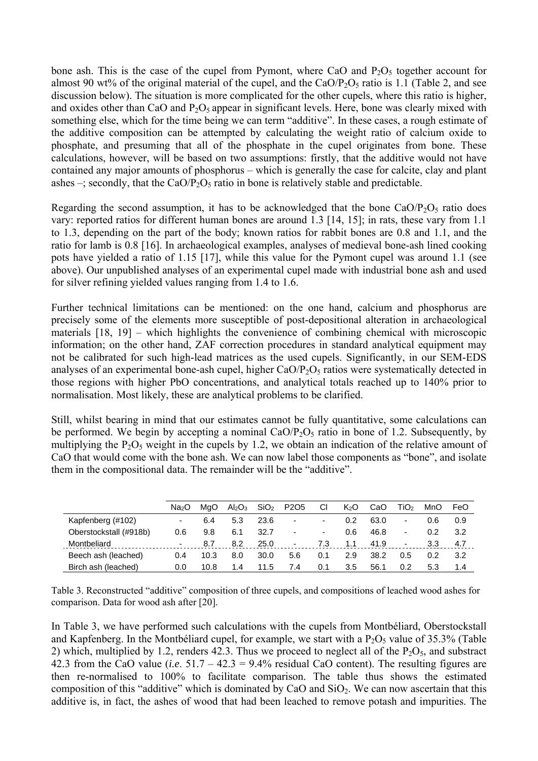bone ash. This is the case of the cupel from Pymont, where CaO and $P_2O_5$ together account for almost 90 wt% of the original material of the cupel, and the $CaO/P_2O_5$ ratio is 1.1 (Table 2, and see discussion below). The situation is more complicated for the other cupels, where this ratio is higher, and oxides other than CaO and $P_2O_5$ appear in significant levels. Here, bone was clearly mixed with something else, which for the time being we can term "additive". In these cases, a rough estimate of the additive composition can be attempted by calculating the weight ratio of calcium oxide to phosphate, and presuming that all of the phosphate in the cupel originates from bone. These calculations, however, will be based on two assumptions: firstly, that the additive would not have contained any major amounts of phosphorus – which is generally the case for calcite, clay and plant ashes –; secondly, that the $CaO/P_2O_5$ ratio in bone is relatively stable and predictable.

Regarding the second assumption, it has to be acknowledged that the bone $CaO/P_2O_5$ ratio does vary: reported ratios for different human bones are around 1.3 [14, 15]; in rats, these vary from 1.1 to 1.3, depending on the part of the body; known ratios for rabbit bones are 0.8 and 1.1, and the ratio for lamb is 0.8 [16]. In archaeological examples, analyses of medieval bone-ash lined cooking pots have yielded a ratio of 1.15 [17], while this value for the Pymont cupel was around 1.1 (see above). Our unpublished analyses of an experimental cupel made with industrial bone ash and used for silver refining yielded values ranging from 1.4 to 1.6.

Further technical limitations can be mentioned: on the one hand, calcium and phosphorus are precisely some of the elements more susceptible of post-depositional alteration in archaeological materials [18, 19] – which highlights the convenience of combining chemical with microscopic information; on the other hand, ZAF correction procedures in standard analytical equipment may not be calibrated for such high-lead matrices as the used cupels. Significantly, in our SEM-EDS analyses of an experimental bone-ash cupel, higher $CaO/P_2O_5$ ratios were systematically detected in those regions with higher PbO concentrations, and analytical totals reached up to 140% prior to normalisation. Most likely, these are analytical problems to be clarified.

Still, whilst bearing in mind that our estimates cannot be fully quantitative, some calculations can be performed. We begin by accepting a nominal $CaO/P_2O_5$ ratio in bone of 1.2. Subsequently, by multiplying the $P_2O_5$ weight in the cupels by 1.2, we obtain an indication of the relative amount of CaO that would come with the bone ash. We can now label those components as "bone", and isolate them in the compositional data. The remainder will be the "additive".

| | $Na_2O$ | MgO | $Al_2O_3$ | $SiO_2$ | P2O5 | Cl | $K_2O$ | CaO | $TiO_2$ | MnO | FeO |
|---|---|---|---|---|---|---|---|---|---|---|---|
| Kapfenberg (#102) | - | 6.4 | 5.3 | 23.6 | - | - | 0.2 | 63.0 | - | 0.6 | 0.9 |
| Oberstockstall (#918b) | 0.6 | 9.8 | 6.1 | 32.7 | - | - | 0.6 | 46.8 | - | 0.2 | 3.2 |
| Montbeliard | - | 8.7 | 8.2 | 25.0 | - | 7.3 | 1.1 | 41.9 | - | 3.3 | 4.7 |
| Beech ash (leached) | 0.4 | 10.3 | 8.0 | 30.0 | 5.6 | 0.1 | 2.9 | 38.2 | 0.5 | 0.2 | 3.2 |
| Birch ash (leached) | 0.0 | 10.8 | 1.4 | 11.5 | 7.4 | 0.1 | 3.5 | 56.1 | 0.2 | 5.3 | 1.4 |

Table 3. Reconstructed "additive" composition of three cupels, and compositions of leached wood ashes for comparison. Data for wood ash after [20].

In Table 3, we have performed such calculations with the cupels from Montbéliard, Oberstockstall and Kapfenberg. In the Montbéliard cupel, for example, we start with a $P_2O_5$ value of 35.3% (Table 2) which, multiplied by 1.2, renders 42.3. Thus we proceed to neglect all of the $P_2O_5$, and substract 42.3 from the CaO value (*i.e.* 51.7 – 42.3 = 9.4% residual CaO content). The resulting figures are then re-normalised to 100% to facilitate comparison. The table thus shows the estimated composition of this "additive" which is dominated by CaO and $SiO_2$. We can now ascertain that this additive is, in fact, the ashes of wood that had been leached to remove potash and impurities. The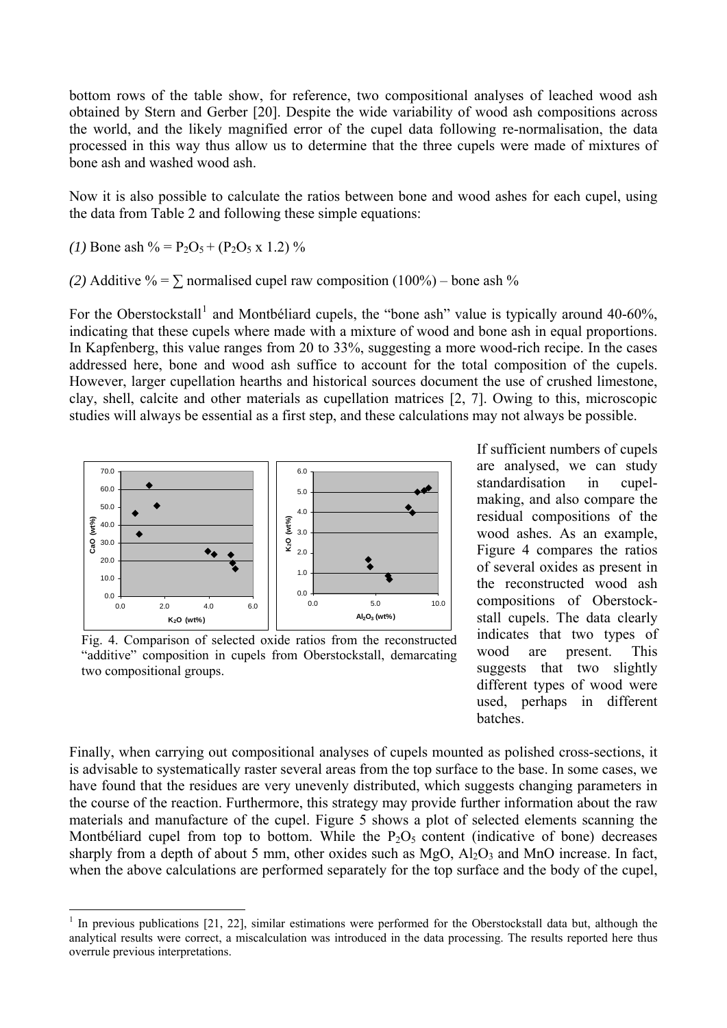bottom rows of the table show, for reference, two compositional analyses of leached wood ash obtained by Stern and Gerber [20]. Despite the wide variability of wood ash compositions across the world, and the likely magnified error of the cupel data following re-normalisation, the data processed in this way thus allow us to determine that the three cupels were made of mixtures of bone ash and washed wood ash.

Now it is also possible to calculate the ratios between bone and wood ashes for each cupel, using the data from Table 2 and following these simple equations:

*(1)* Bone ash % = $P_2O_5$ + ($P_2O_5$ x 1.2) %

*(2)* Additive % = ∑ normalised cupel raw composition (100%) – bone ash %

For the Oberstockstall[1] and Montbéliard cupels, the "bone ash" value is typically around 40-60%, indicating that these cupels where made with a mixture of wood and bone ash in equal proportions. In Kapfenberg, this value ranges from 20 to 33%, suggesting a more wood-rich recipe. In the cases addressed here, bone and wood ash suffice to account for the total composition of the cupels. However, larger cupellation hearths and historical sources document the use of crushed limestone, clay, shell, calcite and other materials as cupellation matrices [2, 7]. Owing to this, microscopic studies will always be essential as a first step, and these calculations may not always be possible.

Fig. 4. Comparison of selected oxide ratios from the reconstructed "additive" composition in cupels from Oberstockstall, demarcating two compositional groups.

If sufficient numbers of cupels are analysed, we can study standardisation in cupel-making, and also compare the residual compositions of the wood ashes. As an example, Figure 4 compares the ratios of several oxides as present in the reconstructed wood ash compositions of Oberstockstall cupels. The data clearly indicates that two types of wood are present. This suggests that two slightly different types of wood were used, perhaps in different batches.

Finally, when carrying out compositional analyses of cupels mounted as polished cross-sections, it is advisable to systematically raster several areas from the top surface to the base. In some cases, we have found that the residues are very unevenly distributed, which suggests changing parameters in the course of the reaction. Furthermore, this strategy may provide further information about the raw materials and manufacture of the cupel. Figure 5 shows a plot of selected elements scanning the Montbéliard cupel from top to bottom. While the $P_2O_5$ content (indicative of bone) decreases sharply from a depth of about 5 mm, other oxides such as MgO, $Al_2O_3$ and MnO increase. In fact, when the above calculations are performed separately for the top surface and the body of the cupel,

[1] In previous publications [21, 22], similar estimations were performed for the Oberstockstall data but, although the analytical results were correct, a miscalculation was introduced in the data processing. The results reported here thus overrule previous interpretations.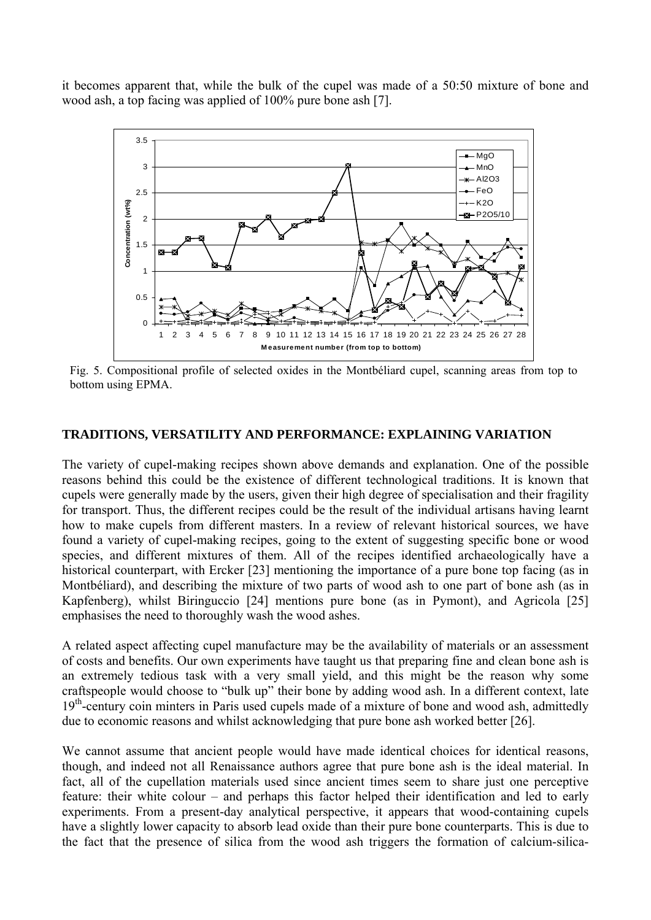it becomes apparent that, while the bulk of the cupel was made of a 50:50 mixture of bone and wood ash, a top facing was applied of 100% pure bone ash [7].

Fig. 5. Compositional profile of selected oxides in the Montbéliard cupel, scanning areas from top to bottom using EPMA.

## TRADITIONS, VERSATILITY AND PERFORMANCE: EXPLAINING VARIATION

The variety of cupel-making recipes shown above demands and explanation. One of the possible reasons behind this could be the existence of different technological traditions. It is known that cupels were generally made by the users, given their high degree of specialisation and their fragility for transport. Thus, the different recipes could be the result of the individual artisans having learnt how to make cupels from different masters. In a review of relevant historical sources, we have found a variety of cupel-making recipes, going to the extent of suggesting specific bone or wood species, and different mixtures of them. All of the recipes identified archaeologically have a historical counterpart, with Ercker [23] mentioning the importance of a pure bone top facing (as in Montbéliard), and describing the mixture of two parts of wood ash to one part of bone ash (as in Kapfenberg), whilst Biringuccio [24] mentions pure bone (as in Pymont), and Agricola [25] emphasises the need to thoroughly wash the wood ashes.

A related aspect affecting cupel manufacture may be the availability of materials or an assessment of costs and benefits. Our own experiments have taught us that preparing fine and clean bone ash is an extremely tedious task with a very small yield, and this might be the reason why some craftspeople would choose to "bulk up" their bone by adding wood ash. In a different context, late 19th-century coin minters in Paris used cupels made of a mixture of bone and wood ash, admittedly due to economic reasons and whilst acknowledging that pure bone ash worked better [26].

We cannot assume that ancient people would have made identical choices for identical reasons, though, and indeed not all Renaissance authors agree that pure bone ash is the ideal material. In fact, all of the cupellation materials used since ancient times seem to share just one perceptive feature: their white colour – and perhaps this factor helped their identification and led to early experiments. From a present-day analytical perspective, it appears that wood-containing cupels have a slightly lower capacity to absorb lead oxide than their pure bone counterparts. This is due to the fact that the presence of silica from the wood ash triggers the formation of calcium-silica-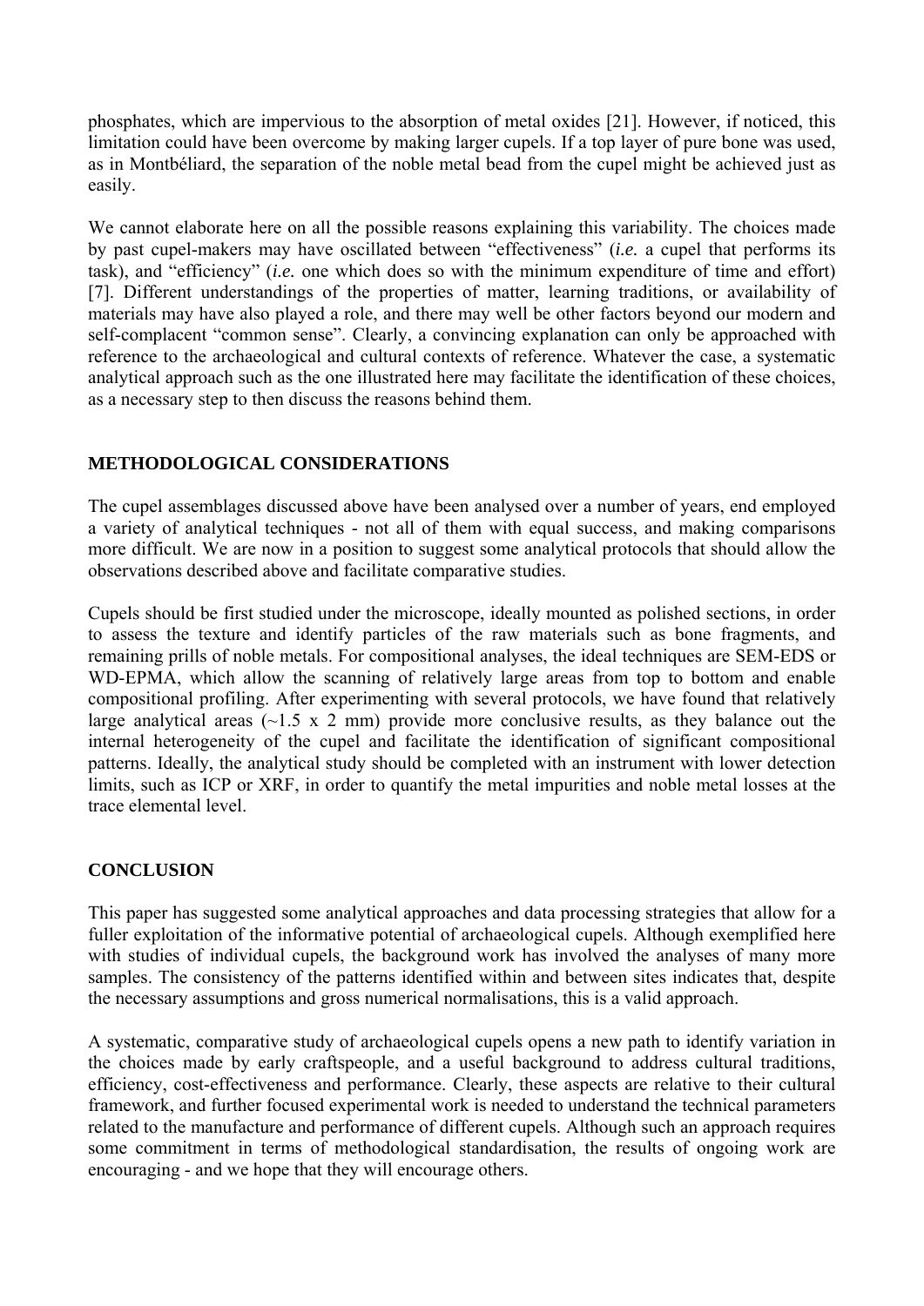phosphates, which are impervious to the absorption of metal oxides [21]. However, if noticed, this limitation could have been overcome by making larger cupels. If a top layer of pure bone was used, as in Montbéliard, the separation of the noble metal bead from the cupel might be achieved just as easily.

We cannot elaborate here on all the possible reasons explaining this variability. The choices made by past cupel-makers may have oscillated between "effectiveness" (*i.e.* a cupel that performs its task), and "efficiency" (*i.e.* one which does so with the minimum expenditure of time and effort) [7]. Different understandings of the properties of matter, learning traditions, or availability of materials may have also played a role, and there may well be other factors beyond our modern and self-complacent "common sense". Clearly, a convincing explanation can only be approached with reference to the archaeological and cultural contexts of reference. Whatever the case, a systematic analytical approach such as the one illustrated here may facilitate the identification of these choices, as a necessary step to then discuss the reasons behind them.

## METHODOLOGICAL CONSIDERATIONS

The cupel assemblages discussed above have been analysed over a number of years, end employed a variety of analytical techniques - not all of them with equal success, and making comparisons more difficult. We are now in a position to suggest some analytical protocols that should allow the observations described above and facilitate comparative studies.

Cupels should be first studied under the microscope, ideally mounted as polished sections, in order to assess the texture and identify particles of the raw materials such as bone fragments, and remaining prills of noble metals. For compositional analyses, the ideal techniques are SEM-EDS or WD-EPMA, which allow the scanning of relatively large areas from top to bottom and enable compositional profiling. After experimenting with several protocols, we have found that relatively large analytical areas (~1.5 x 2 mm) provide more conclusive results, as they balance out the internal heterogeneity of the cupel and facilitate the identification of significant compositional patterns. Ideally, the analytical study should be completed with an instrument with lower detection limits, such as ICP or XRF, in order to quantify the metal impurities and noble metal losses at the trace elemental level.

## CONCLUSION

This paper has suggested some analytical approaches and data processing strategies that allow for a fuller exploitation of the informative potential of archaeological cupels. Although exemplified here with studies of individual cupels, the background work has involved the analyses of many more samples. The consistency of the patterns identified within and between sites indicates that, despite the necessary assumptions and gross numerical normalisations, this is a valid approach.

A systematic, comparative study of archaeological cupels opens a new path to identify variation in the choices made by early craftspeople, and a useful background to address cultural traditions, efficiency, cost-effectiveness and performance. Clearly, these aspects are relative to their cultural framework, and further focused experimental work is needed to understand the technical parameters related to the manufacture and performance of different cupels. Although such an approach requires some commitment in terms of methodological standardisation, the results of ongoing work are encouraging - and we hope that they will encourage others.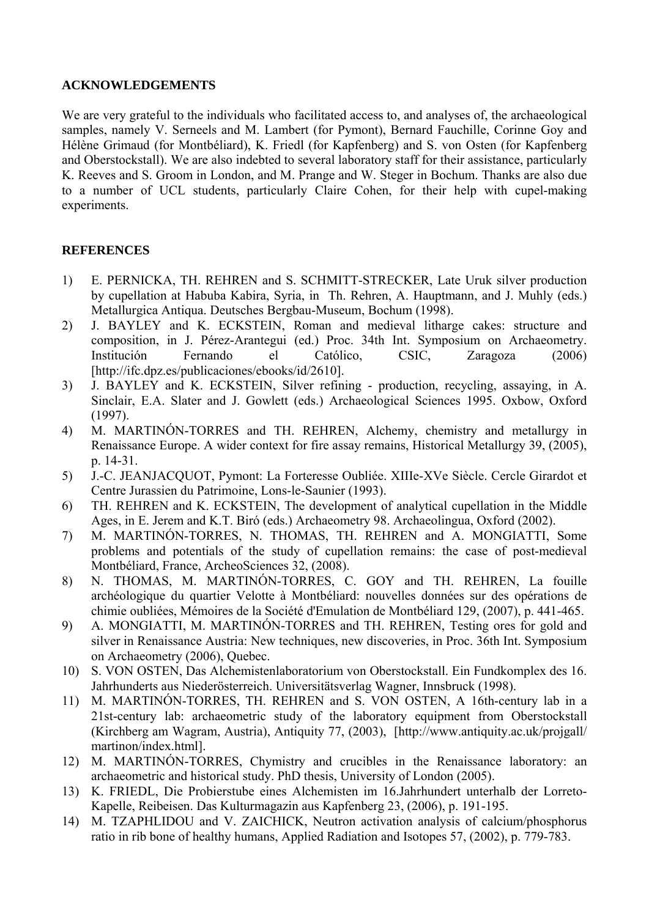## ACKNOWLEDGEMENTS

We are very grateful to the individuals who facilitated access to, and analyses of, the archaeological samples, namely V. Serneels and M. Lambert (for Pymont), Bernard Fauchille, Corinne Goy and Hélène Grimaud (for Montbéliard), K. Friedl (for Kapfenberg) and S. von Osten (for Kapfenberg and Oberstockstall). We are also indebted to several laboratory staff for their assistance, particularly K. Reeves and S. Groom in London, and M. Prange and W. Steger in Bochum. Thanks are also due to a number of UCL students, particularly Claire Cohen, for their help with cupel-making experiments.

## REFERENCES

1) E. PERNICKA, TH. REHREN and S. SCHMITT-STRECKER, Late Uruk silver production by cupellation at Habuba Kabira, Syria, in Th. Rehren, A. Hauptmann, and J. Muhly (eds.) Metallurgica Antiqua. Deutsches Bergbau-Museum, Bochum (1998).
2) J. BAYLEY and K. ECKSTEIN, Roman and medieval litharge cakes: structure and composition, in J. Pérez-Arantegui (ed.) Proc. 34th Int. Symposium on Archaeometry. Institución Fernando el Católico, CSIC, Zaragoza (2006) [http://ifc.dpz.es/publicaciones/ebooks/id/2610].
3) J. BAYLEY and K. ECKSTEIN, Silver refining - production, recycling, assaying, in A. Sinclair, E.A. Slater and J. Gowlett (eds.) Archaeological Sciences 1995. Oxbow, Oxford (1997).
4) M. MARTINÓN-TORRES and TH. REHREN, Alchemy, chemistry and metallurgy in Renaissance Europe. A wider context for fire assay remains, Historical Metallurgy 39, (2005), p. 14-31.
5) J.-C. JEANJACQUOT, Pymont: La Forteresse Oubliée. XIIIe-XVe Siècle. Cercle Girardot et Centre Jurassien du Patrimoine, Lons-le-Saunier (1993).
6) TH. REHREN and K. ECKSTEIN, The development of analytical cupellation in the Middle Ages, in E. Jerem and K.T. Biró (eds.) Archaeometry 98. Archaeolingua, Oxford (2002).
7) M. MARTINÓN-TORRES, N. THOMAS, TH. REHREN and A. MONGIATTI, Some problems and potentials of the study of cupellation remains: the case of post-medieval Montbéliard, France, ArcheoSciences 32, (2008).
8) N. THOMAS, M. MARTINÓN-TORRES, C. GOY and TH. REHREN, La fouille archéologique du quartier Velotte à Montbéliard: nouvelles données sur des opérations de chimie oubliées, Mémoires de la Société d'Emulation de Montbéliard 129, (2007), p. 441-465.
9) A. MONGIATTI, M. MARTINÓN-TORRES and TH. REHREN, Testing ores for gold and silver in Renaissance Austria: New techniques, new discoveries, in Proc. 36th Int. Symposium on Archaeometry (2006), Quebec.
10) S. VON OSTEN, Das Alchemistenlaboratorium von Oberstockstall. Ein Fundkomplex des 16. Jahrhunderts aus Niederösterreich. Universitätsverlag Wagner, Innsbruck (1998).
11) M. MARTINÓN-TORRES, TH. REHREN and S. VON OSTEN, A 16th-century lab in a 21st-century lab: archaeometric study of the laboratory equipment from Oberstockstall (Kirchberg am Wagram, Austria), Antiquity 77, (2003), [http://www.antiquity.ac.uk/projgall/martinon/index.html].
12) M. MARTINÓN-TORRES, Chymistry and crucibles in the Renaissance laboratory: an archaeometric and historical study. PhD thesis, University of London (2005).
13) K. FRIEDL, Die Probierstube eines Alchemisten im 16.Jahrhundert unterhalb der Lorreto-Kapelle, Reibeisen. Das Kulturmagazin aus Kapfenberg 23, (2006), p. 191-195.
14) M. TZAPHLIDOU and V. ZAICHICK, Neutron activation analysis of calcium/phosphorus ratio in rib bone of healthy humans, Applied Radiation and Isotopes 57, (2002), p. 779-783.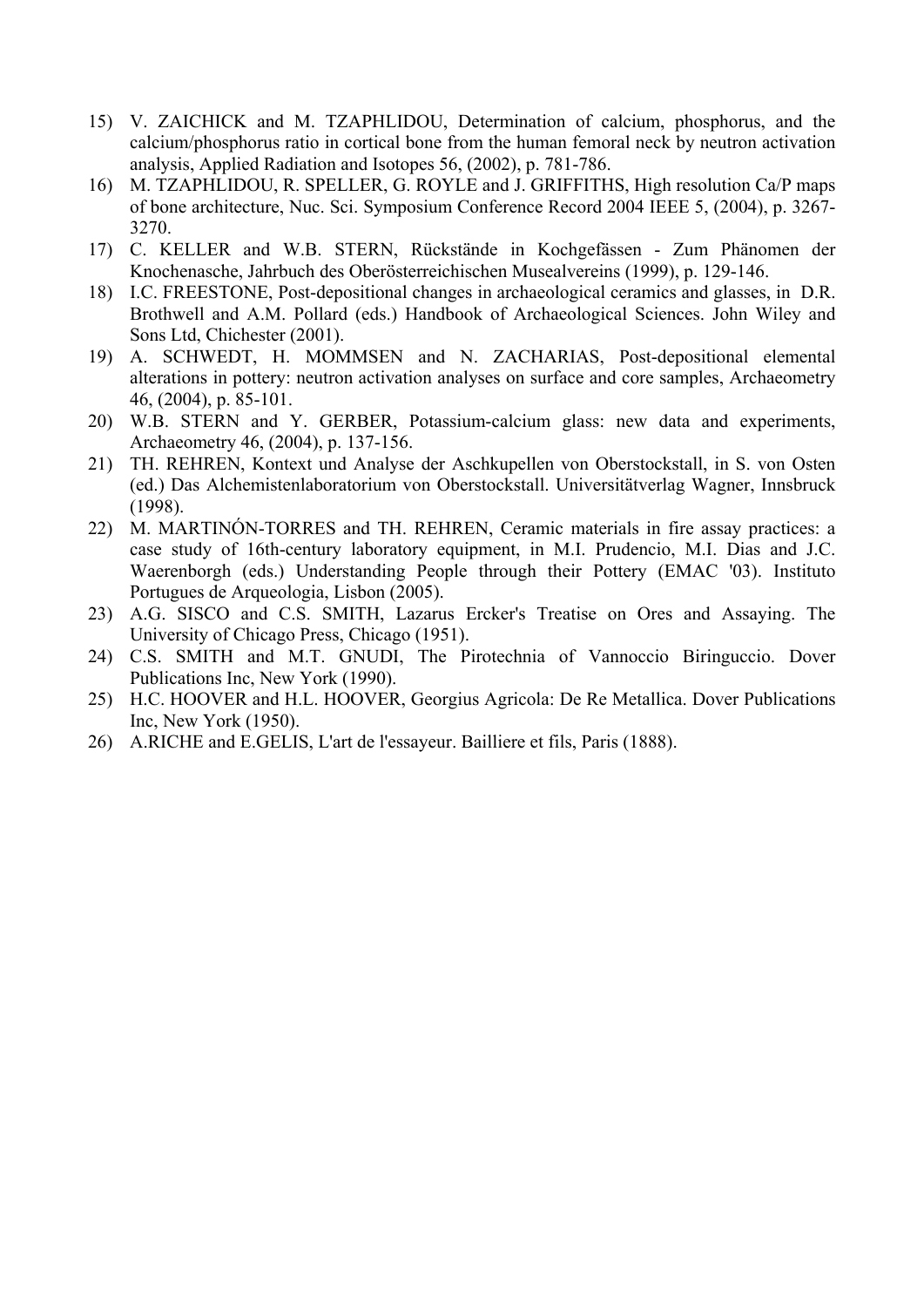15) V. ZAICHICK and M. TZAPHLIDOU, Determination of calcium, phosphorus, and the calcium/phosphorus ratio in cortical bone from the human femoral neck by neutron activation analysis, Applied Radiation and Isotopes 56, (2002), p. 781-786.
16) M. TZAPHLIDOU, R. SPELLER, G. ROYLE and J. GRIFFITHS, High resolution Ca/P maps of bone architecture, Nuc. Sci. Symposium Conference Record 2004 IEEE 5, (2004), p. 3267-3270.
17) C. KELLER and W.B. STERN, Rückstände in Kochgefässen - Zum Phänomen der Knochenasche, Jahrbuch des Oberösterreichischen Musealvereins (1999), p. 129-146.
18) I.C. FREESTONE, Post-depositional changes in archaeological ceramics and glasses, in D.R. Brothwell and A.M. Pollard (eds.) Handbook of Archaeological Sciences. John Wiley and Sons Ltd, Chichester (2001).
19) A. SCHWEDT, H. MOMMSEN and N. ZACHARIAS, Post-depositional elemental alterations in pottery: neutron activation analyses on surface and core samples, Archaeometry 46, (2004), p. 85-101.
20) W.B. STERN and Y. GERBER, Potassium-calcium glass: new data and experiments, Archaeometry 46, (2004), p. 137-156.
21) TH. REHREN, Kontext und Analyse der Aschkupellen von Oberstockstall, in S. von Osten (ed.) Das Alchemistenlaboratorium von Oberstockstall. Universitätverlag Wagner, Innsbruck (1998).
22) M. MARTINÓN-TORRES and TH. REHREN, Ceramic materials in fire assay practices: a case study of 16th-century laboratory equipment, in M.I. Prudencio, M.I. Dias and J.C. Waerenborgh (eds.) Understanding People through their Pottery (EMAC '03). Instituto Portugues de Arqueologia, Lisbon (2005).
23) A.G. SISCO and C.S. SMITH, Lazarus Ercker's Treatise on Ores and Assaying. The University of Chicago Press, Chicago (1951).
24) C.S. SMITH and M.T. GNUDI, The Pirotechnia of Vannoccio Biringuccio. Dover Publications Inc, New York (1990).
25) H.C. HOOVER and H.L. HOOVER, Georgius Agricola: De Re Metallica. Dover Publications Inc, New York (1950).
26) A.RICHE and E.GELIS, L'art de l'essayeur. Bailliere et fils, Paris (1888).